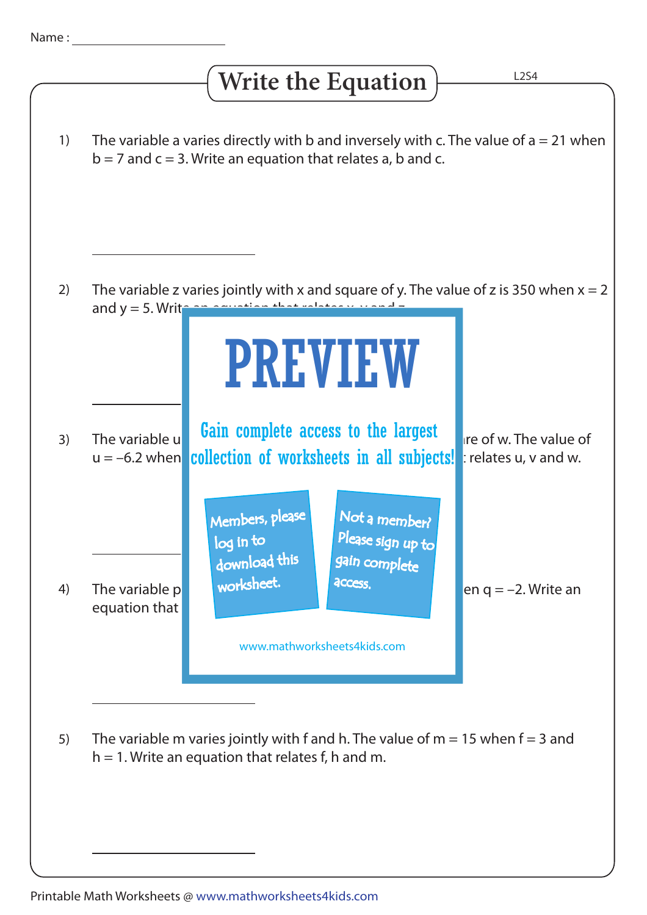Name : ______________________

# Write the Equation

L2S4

1) The variable a varies directly with b and inversely with c. The value of $a = 21$ when $b = 7$ and $c = 3$. Write an equation that relates a, b and c.

______________________

2) The variable z varies jointly with x and square of y. The value of z is 350 when $x = 2$ and $y = 5$. Writ

______________________

3) The variable u ... re of w. The value of $u = -6.2$ when ... relates u, v and w.

______________________

4) The variable p ... en $q = -2$. Write an equation that

______________________

PREVIEW

Gain complete access to the largest collection of worksheets in all subjects!

Members, please log in to download this worksheet.

Not a member? Please sign up to gain complete access.

www.mathworksheets4kids.com

5) The variable m varies jointly with f and h. The value of $m = 15$ when $f = 3$ and $h = 1$. Write an equation that relates f, h and m.

______________________

Printable Math Worksheets @ www.mathworksheets4kids.com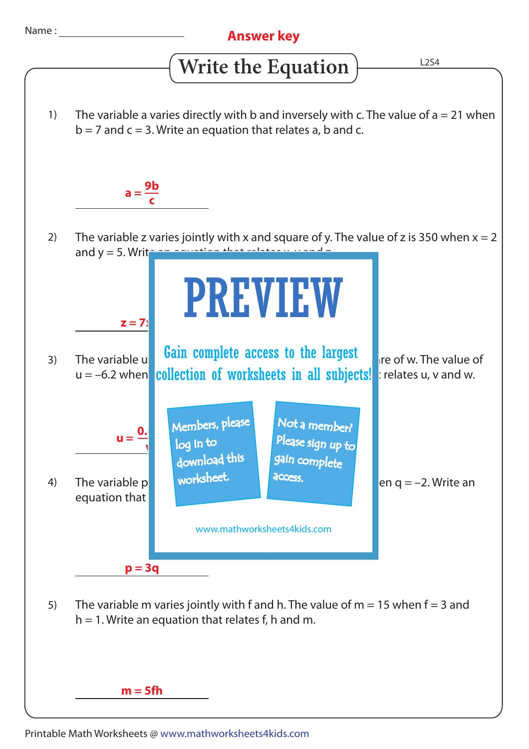Name : ____________________

**Answer key**

# Write the Equation

L2S4

1) The variable a varies directly with b and inversely with c. The value of a = 21 when b = 7 and c = 3. Write an equation that relates a, b and c.

$a = \frac{9b}{c}$

2) The variable z varies jointly with x and square of y. The value of z is 350 when x = 2 and y = 5. Writ

z = 7

3) The variable u ... re of w. The value of u = –6.2 when ... relates u, v and w.

u = 0.

4) The variable p ... en q = –2. Write an equation that

p = 3q

PREVIEW

Gain complete access to the largest collection of worksheets in all subjects!

Members, please log in to download this worksheet.

Not a member? Please sign up to gain complete access.

www.mathworksheets4kids.com

5) The variable m varies jointly with f and h. The value of m = 15 when f = 3 and h = 1. Write an equation that relates f, h and m.

$m = 5fh$

Printable Math Worksheets @ www.mathworksheets4kids.com